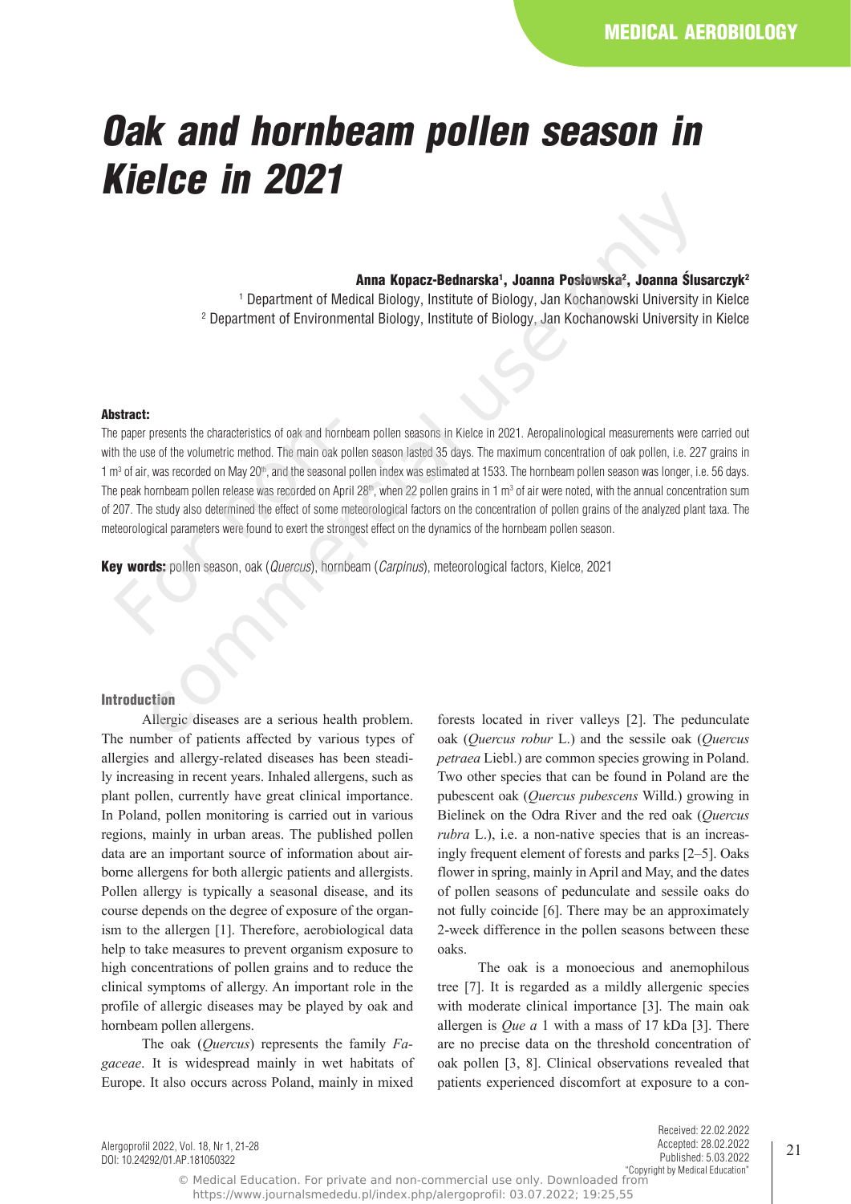MEDICAL AEROBIOLOGY

# Oak and hornbeam pollen season in Kielce in 2021

**Anna Kopacz-Bednarska[1], Joanna Posłowska[2], Joanna Ślusarczyk[2]**

[1] Department of Medical Biology, Institute of Biology, Jan Kochanowski University in Kielce
[2] Department of Environmental Biology, Institute of Biology, Jan Kochanowski University in Kielce

**Abstract:**

The paper presents the characteristics of oak and hornbeam pollen seasons in Kielce in 2021. Aeropalinological measurements were carried out with the use of the volumetric method. The main oak pollen season lasted 35 days. The maximum concentration of oak pollen, i.e. 227 grains in 1 m$^3$ of air, was recorded on May 20th, and the seasonal pollen index was estimated at 1533. The hornbeam pollen season was longer, i.e. 56 days. The peak hornbeam pollen release was recorded on April 28th, when 22 pollen grains in 1 m$^3$ of air were noted, with the annual concentration sum of 207. The study also determined the effect of some meteorological factors on the concentration of pollen grains of the analyzed plant taxa. The meteorological parameters were found to exert the strongest effect on the dynamics of the hornbeam pollen season.

**Key words:** pollen season, oak (*Quercus*), hornbeam (*Carpinus*), meteorological factors, Kielce, 2021

## Introduction

Allergic diseases are a serious health problem. The number of patients affected by various types of allergies and allergy-related diseases has been steadily increasing in recent years. Inhaled allergens, such as plant pollen, currently have great clinical importance. In Poland, pollen monitoring is carried out in various regions, mainly in urban areas. The published pollen data are an important source of information about airborne allergens for both allergic patients and allergists. Pollen allergy is typically a seasonal disease, and its course depends on the degree of exposure of the organism to the allergen [1]. Therefore, aerobiological data help to take measures to prevent organism exposure to high concentrations of pollen grains and to reduce the clinical symptoms of allergy. An important role in the profile of allergic diseases may be played by oak and hornbeam pollen allergens.

The oak (*Quercus*) represents the family *Fagaceae*. It is widespread mainly in wet habitats of Europe. It also occurs across Poland, mainly in mixed forests located in river valleys [2]. The pedunculate oak (*Quercus robur* L.) and the sessile oak (*Quercus petraea* Liebl.) are common species growing in Poland. Two other species that can be found in Poland are the pubescent oak (*Quercus pubescens* Willd.) growing in Bielinek on the Odra River and the red oak (*Quercus rubra* L.), i.e. a non-native species that is an increasingly frequent element of forests and parks [2–5]. Oaks flower in spring, mainly in April and May, and the dates of pollen seasons of pedunculate and sessile oaks do not fully coincide [6]. There may be an approximately 2-week difference in the pollen seasons between these oaks.

The oak is a monoecious and anemophilous tree [7]. It is regarded as a mildly allergenic species with moderate clinical importance [3]. The main oak allergen is *Que a* 1 with a mass of 17 kDa [3]. There are no precise data on the threshold concentration of oak pollen [3, 8]. Clinical observations revealed that patients experienced discomfort at exposure to a con-

Received: 22.02.2022
Accepted: 28.02.2022
Published: 5.03.2022
"Copyright by Medical Education"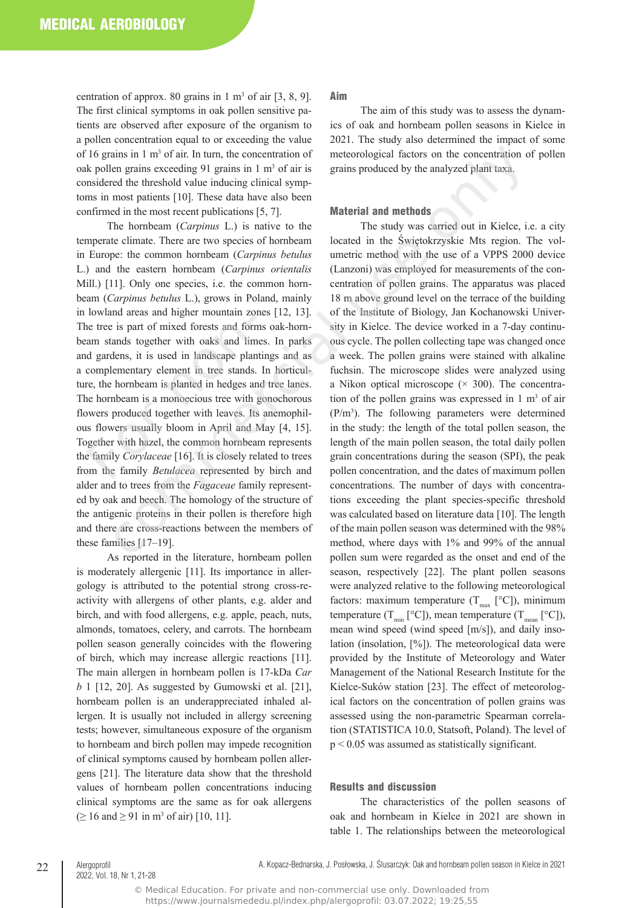centration of approx. 80 grains in 1 $m^3$ of air [3, 8, 9]. The first clinical symptoms in oak pollen sensitive patients are observed after exposure of the organism to a pollen concentration equal to or exceeding the value of 16 grains in 1 $m^3$ of air. In turn, the concentration of oak pollen grains exceeding 91 grains in 1 $m^3$ of air is considered the threshold value inducing clinical symptoms in most patients [10]. These data have also been confirmed in the most recent publications [5, 7].

The hornbeam (*Carpinus* L.) is native to the temperate climate. There are two species of hornbeam in Europe: the common hornbeam (*Carpinus betulus* L.) and the eastern hornbeam (*Carpinus orientalis* Mill.) [11]. Only one species, i.e. the common hornbeam (*Carpinus betulus* L.), grows in Poland, mainly in lowland areas and higher mountain zones [12, 13]. The tree is part of mixed forests and forms oak-hornbeam stands together with oaks and limes. In parks and gardens, it is used in landscape plantings and as a complementary element in tree stands. In horticulture, the hornbeam is planted in hedges and tree lanes. The hornbeam is a monoecious tree with gonochorous flowers produced together with leaves. Its anemophilous flowers usually bloom in April and May [4, 15]. Together with hazel, the common hornbeam represents the family *Corylaceae* [16]. It is closely related to trees from the family *Betulacea* represented by birch and alder and to trees from the *Fagaceae* family represented by oak and beech. The homology of the structure of the antigenic proteins in their pollen is therefore high and there are cross-reactions between the members of these families [17–19].

As reported in the literature, hornbeam pollen is moderately allergenic [11]. Its importance in allergology is attributed to the potential strong cross-reactivity with allergens of other plants, e.g. alder and birch, and with food allergens, e.g. apple, peach, nuts, almonds, tomatoes, celery, and carrots. The hornbeam pollen season generally coincides with the flowering of birch, which may increase allergic reactions [11]. The main allergen in hornbeam pollen is 17-kDa *Car b* 1 [12, 20]. As suggested by Gumowski et al. [21], hornbeam pollen is an underappreciated inhaled allergen. It is usually not included in allergy screening tests; however, simultaneous exposure of the organism to hornbeam and birch pollen may impede recognition of clinical symptoms caused by hornbeam pollen allergens [21]. The literature data show that the threshold values of hornbeam pollen concentrations inducing clinical symptoms are the same as for oak allergens (≥ 16 and ≥ 91 in $m^3$ of air) [10, 11].

## Aim

The aim of this study was to assess the dynamics of oak and hornbeam pollen seasons in Kielce in 2021. The study also determined the impact of some meteorological factors on the concentration of pollen grains produced by the analyzed plant taxa.

## Material and methods

The study was carried out in Kielce, i.e. a city located in the Świętokrzyskie Mts region. The volumetric method with the use of a VPPS 2000 device (Lanzoni) was employed for measurements of the concentration of pollen grains. The apparatus was placed 18 m above ground level on the terrace of the building of the Institute of Biology, Jan Kochanowski University in Kielce. The device worked in a 7-day continuous cycle. The pollen collecting tape was changed once a week. The pollen grains were stained with alkaline fuchsin. The microscope slides were analyzed using a Nikon optical microscope (× 300). The concentration of the pollen grains was expressed in 1 $m^3$ of air (P/$m^3$). The following parameters were determined in the study: the length of the total pollen season, the length of the main pollen season, the total daily pollen grain concentrations during the season (SPI), the peak pollen concentration, and the dates of maximum pollen concentrations. The number of days with concentrations exceeding the plant species-specific threshold was calculated based on literature data [10]. The length of the main pollen season was determined with the 98% method, where days with 1% and 99% of the annual pollen sum were regarded as the onset and end of the season, respectively [22]. The plant pollen seasons were analyzed relative to the following meteorological factors: maximum temperature ($T_{max}$ [°C]), minimum temperature ($T_{min}$ [°C]), mean temperature ($T_{mean}$ [°C]), mean wind speed (wind speed [m/s]), and daily insolation (insolation, [%]). The meteorological data were provided by the Institute of Meteorology and Water Management of the National Research Institute for the Kielce-Suków station [23]. The effect of meteorological factors on the concentration of pollen grains was assessed using the non-parametric Spearman correlation (STATISTICA 10.0, Statsoft, Poland). The level of $p < 0.05$ was assumed as statistically significant.

## Results and discussion

The characteristics of the pollen seasons of oak and hornbeam in Kielce in 2021 are shown in table 1. The relationships between the meteorological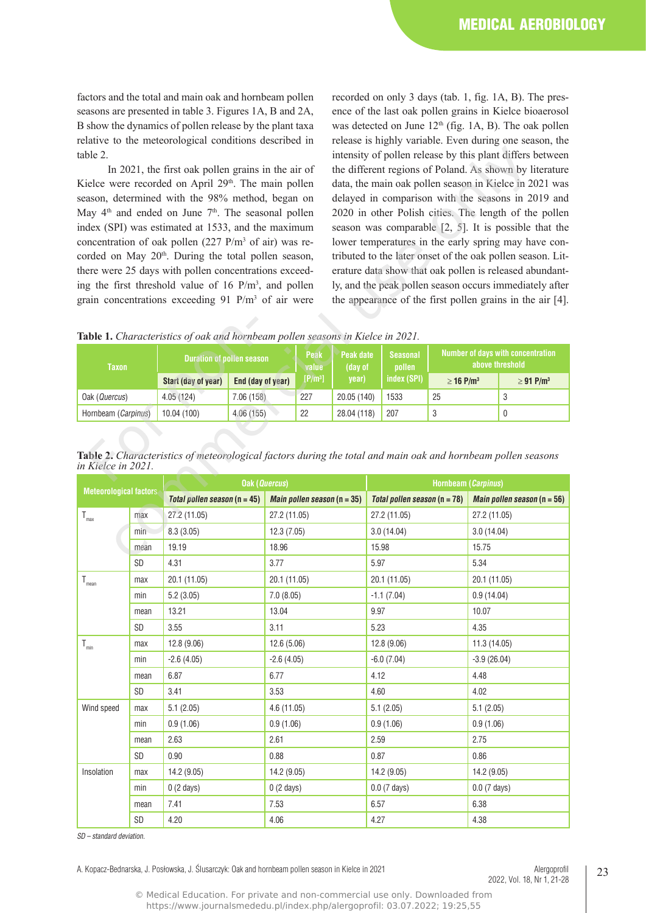factors and the total and main oak and hornbeam pollen seasons are presented in table 3. Figures 1A, B and 2A, B show the dynamics of pollen release by the plant taxa relative to the meteorological conditions described in table 2.

In 2021, the first oak pollen grains in the air of Kielce were recorded on April 29th. The main pollen season, determined with the 98% method, began on May 4th and ended on June 7th. The seasonal pollen index (SPI) was estimated at 1533, and the maximum concentration of oak pollen (227 P/m³ of air) was recorded on May 20th. During the total pollen season, there were 25 days with pollen concentrations exceeding the first threshold value of 16 P/m³, and pollen grain concentrations exceeding 91 P/m³ of air were recorded on only 3 days (tab. 1, fig. 1A, B). The presence of the last oak pollen grains in Kielce bioaerosol was detected on June 12th (fig. 1A, B). The oak pollen release is highly variable. Even during one season, the intensity of pollen release by this plant differs between the different regions of Poland. As shown by literature data, the main oak pollen season in Kielce in 2021 was delayed in comparison with the seasons in 2019 and 2020 in other Polish cities. The length of the pollen season was comparable [2, 5]. It is possible that the lower temperatures in the early spring may have contributed to the later onset of the oak pollen season. Literature data show that oak pollen is released abundantly, and the peak pollen season occurs immediately after the appearance of the first pollen grains in the air [4].

**Table 1.** *Characteristics of oak and hornbeam pollen seasons in Kielce in 2021.*

| Taxon | Duration of pollen season | | Peak value [P/m³] | Peak date (day of year) | Seasonal pollen index (SPI) | Number of days with concentration above threshold | |
|---|---|---|---|---|---|---|---|
| | Start (day of year) | End (day of year) | | | | ≥ 16 P/m³ | ≥ 91 P/m³ |
| Oak (*Quercus*) | 4.05 (124) | 7.06 (158) | 227 | 20.05 (140) | 1533 | 25 | 3 |
| Hornbeam (*Carpinus*) | 10.04 (100) | 4.06 (155) | 22 | 28.04 (118) | 207 | 3 | 0 |

**Table 2.** *Characteristics of meteorological factors during the total and main oak and hornbeam pollen seasons in Kielce in 2021.*

| Meteorological factors | | Oak (*Quercus*) | | Hornbeam (*Carpinus*) | |
|---|---|---|---|---|---|
| | | *Total pollen season* (n = 45) | *Main pollen season* (n = 35) | *Total pollen season* (n = 78) | *Main pollen season* (n = 56) |
| $T_{max}$ | max | 27.2 (11.05) | 27.2 (11.05) | 27.2 (11.05) | 27.2 (11.05) |
| | min | 8.3 (3.05) | 12.3 (7.05) | 3.0 (14.04) | 3.0 (14.04) |
| | mean | 19.19 | 18.96 | 15.98 | 15.75 |
| | SD | 4.31 | 3.77 | 5.97 | 5.34 |
| $T_{mean}$ | max | 20.1 (11.05) | 20.1 (11.05) | 20.1 (11.05) | 20.1 (11.05) |
| | min | 5.2 (3.05) | 7.0 (8.05) | -1.1 (7.04) | 0.9 (14.04) |
| | mean | 13.21 | 13.04 | 9.97 | 10.07 |
| | SD | 3.55 | 3.11 | 5.23 | 4.35 |
| $T_{min}$ | max | 12.8 (9.06) | 12.6 (5.06) | 12.8 (9.06) | 11.3 (14.05) |
| | min | -2.6 (4.05) | -2.6 (4.05) | -6.0 (7.04) | -3.9 (26.04) |
| | mean | 6.87 | 6.77 | 4.12 | 4.48 |
| | SD | 3.41 | 3.53 | 4.60 | 4.02 |
| Wind speed | max | 5.1 (2.05) | 4.6 (11.05) | 5.1 (2.05) | 5.1 (2.05) |
| | min | 0.9 (1.06) | 0.9 (1.06) | 0.9 (1.06) | 0.9 (1.06) |
| | mean | 2.63 | 2.61 | 2.59 | 2.75 |
| | SD | 0.90 | 0.88 | 0.87 | 0.86 |
| Insolation | max | 14.2 (9.05) | 14.2 (9.05) | 14.2 (9.05) | 14.2 (9.05) |
| | min | 0 (2 days) | 0 (2 days) | 0.0 (7 days) | 0.0 (7 days) |
| | mean | 7.41 | 7.53 | 6.57 | 6.38 |
| | SD | 4.20 | 4.06 | 4.27 | 4.38 |

*SD – standard deviation.*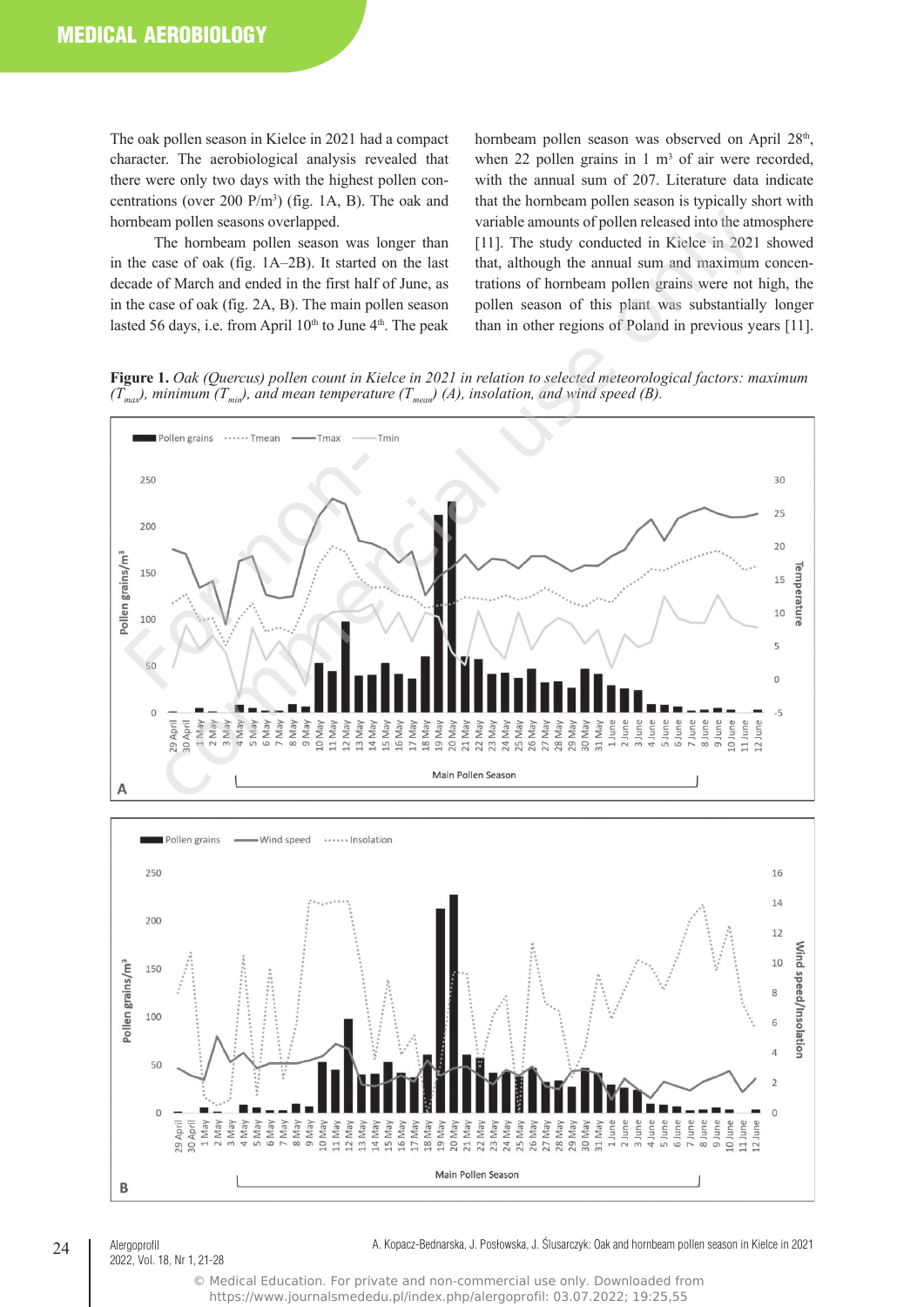The oak pollen season in Kielce in 2021 had a compact character. The aerobiological analysis revealed that there were only two days with the highest pollen concentrations (over 200 P/m$^3$) (fig. 1A, B). The oak and hornbeam pollen seasons overlapped.

The hornbeam pollen season was longer than in the case of oak (fig. 1A–2B). It started on the last decade of March and ended in the first half of June, as in the case of oak (fig. 2A, B). The main pollen season lasted 56 days, i.e. from April 10$^{th}$ to June 4$^{th}$. The peak hornbeam pollen season was observed on April 28$^{th}$, when 22 pollen grains in 1 m$^3$ of air were recorded, with the annual sum of 207. Literature data indicate that the hornbeam pollen season is typically short with variable amounts of pollen released into the atmosphere [11]. The study conducted in Kielce in 2021 showed that, although the annual sum and maximum concentrations of hornbeam pollen grains were not high, the pollen season of this plant was substantially longer than in other regions of Poland in previous years [11].

**Figure 1.** *Oak (Quercus) pollen count in Kielce in 2021 in relation to selected meteorological factors: maximum ($T_{max}$), minimum ($T_{min}$), and mean temperature ($T_{mean}$) (A), insolation, and wind speed (B).*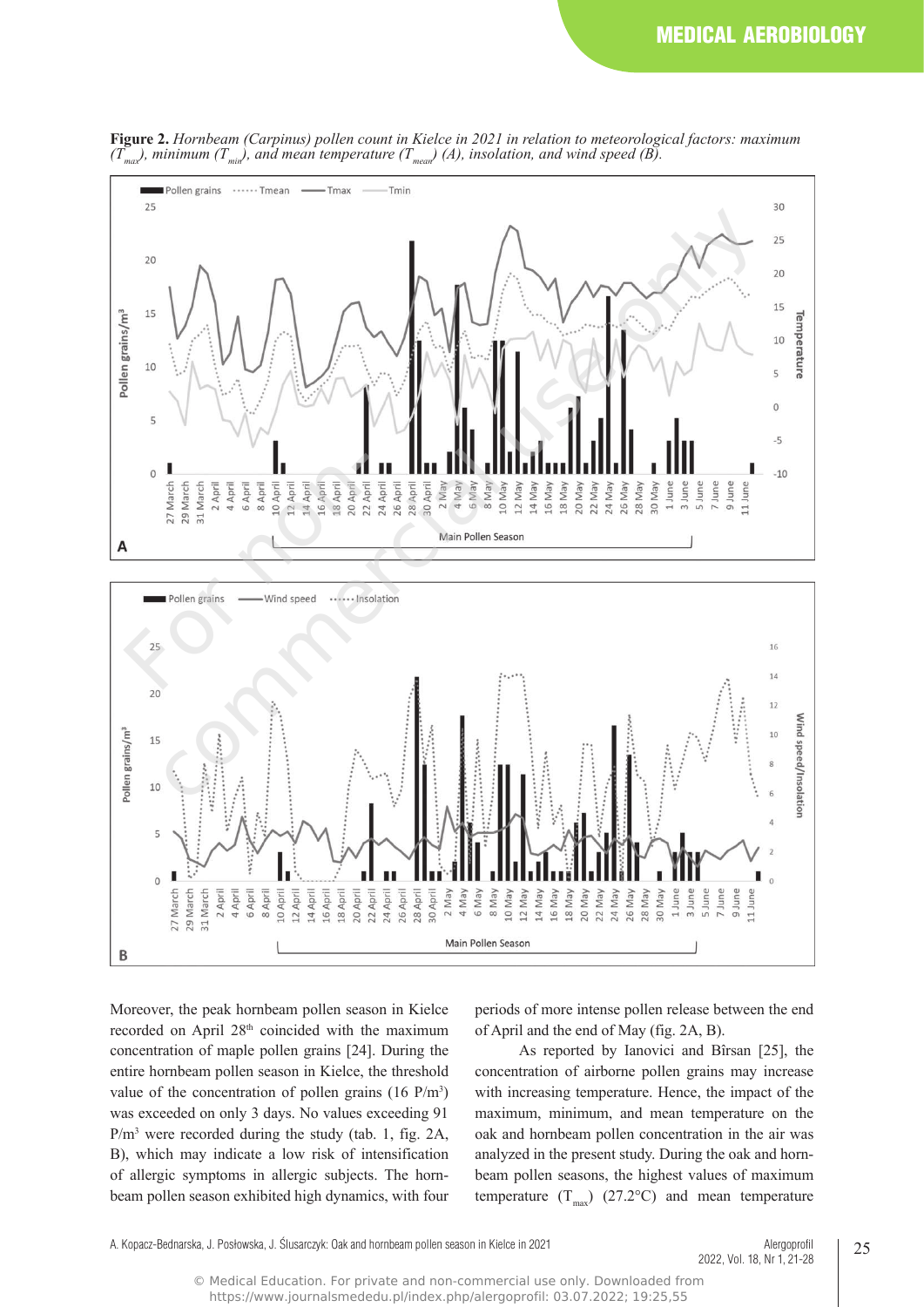**Figure 2.** *Hornbeam (Carpinus) pollen count in Kielce in 2021 in relation to meteorological factors: maximum ($T_{max}$), minimum ($T_{min}$), and mean temperature ($T_{mean}$) (A), insolation, and wind speed (B).*

Moreover, the peak hornbeam pollen season in Kielce recorded on April 28th coincided with the maximum concentration of maple pollen grains [24]. During the entire hornbeam pollen season in Kielce, the threshold value of the concentration of pollen grains (16 P/$m^3$) was exceeded on only 3 days. No values exceeding 91 P/$m^3$ were recorded during the study (tab. 1, fig. 2A, B), which may indicate a low risk of intensification of allergic symptoms in allergic subjects. The hornbeam pollen season exhibited high dynamics, with four periods of more intense pollen release between the end of April and the end of May (fig. 2A, B).

As reported by Ianovici and Bîrsan [25], the concentration of airborne pollen grains may increase with increasing temperature. Hence, the impact of the maximum, minimum, and mean temperature on the oak and hornbeam pollen concentration in the air was analyzed in the present study. During the oak and hornbeam pollen seasons, the highest values of maximum temperature ($T_{max}$) (27.2°C) and mean temperature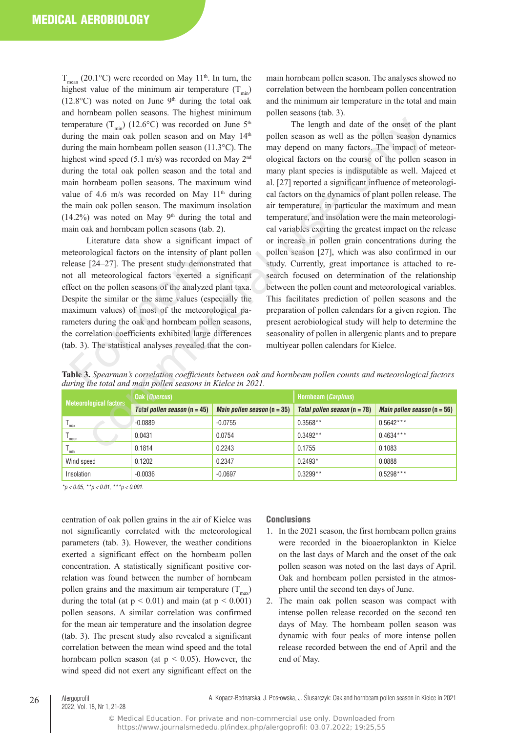$T_{mean}$ (20.1°C) were recorded on May 11th. In turn, the highest value of the minimum air temperature ($T_{min}$) (12.8°C) was noted on June 9th during the total oak and hornbeam pollen seasons. The highest minimum temperature ($T_{min}$) (12.6°C) was recorded on June 5th during the main oak pollen season and on May 14th during the main hornbeam pollen season (11.3°C). The highest wind speed (5.1 m/s) was recorded on May 2nd during the total oak pollen season and the total and main hornbeam pollen seasons. The maximum wind value of 4.6 m/s was recorded on May 11th during the main oak pollen season. The maximum insolation (14.2%) was noted on May 9th during the total and main oak and hornbeam pollen seasons (tab. 2).

Literature data show a significant impact of meteorological factors on the intensity of plant pollen release [24–27]. The present study demonstrated that not all meteorological factors exerted a significant effect on the pollen seasons of the analyzed plant taxa. Despite the similar or the same values (especially the maximum values) of most of the meteorological parameters during the oak and hornbeam pollen seasons, the correlation coefficients exhibited large differences (tab. 3). The statistical analyses revealed that the concentration of oak pollen grains in the air of Kielce was not significantly correlated with the meteorological parameters (tab. 3). However, the weather conditions exerted a significant effect on the hornbeam pollen concentration. A statistically significant positive correlation was found between the number of hornbeam pollen grains and the maximum air temperature ($T_{max}$) during the total (at $p < 0.01$) and main (at $p < 0.001$) pollen seasons. A similar correlation was confirmed for the mean air temperature and the insolation degree (tab. 3). The present study also revealed a significant correlation between the mean wind speed and the total hornbeam pollen season (at $p < 0.05$). However, the wind speed did not exert any significant effect on the main hornbeam pollen season. The analyses showed no correlation between the hornbeam pollen concentration and the minimum air temperature in the total and main pollen seasons (tab. 3).

The length and date of the onset of the plant pollen season as well as the pollen season dynamics may depend on many factors. The impact of meteorological factors on the course of the pollen season in many plant species is indisputable as well. Majeed et al. [27] reported a significant influence of meteorological factors on the dynamics of plant pollen release. The air temperature, in particular the maximum and mean temperature, and insolation were the main meteorological variables exerting the greatest impact on the release or increase in pollen grain concentrations during the pollen season [27], which was also confirmed in our study. Currently, great importance is attached to research focused on determination of the relationship between the pollen count and meteorological variables. This facilitates prediction of pollen seasons and the preparation of pollen calendars for a given region. The present aerobiological study will help to determine the seasonality of pollen in allergenic plants and to prepare multiyear pollen calendars for Kielce.

**Table 3.** *Spearman's correlation coefficients between oak and hornbeam pollen counts and meteorological factors during the total and main pollen seasons in Kielce in 2021.*

| Meteorological factors | Oak (*Quercus*) | | Hornbeam (*Carpinus*) | |
|---|---|---|---|---|
| | *Total pollen season* (n = 45) | *Main pollen season* (n = 35) | *Total pollen season* (n = 78) | *Main pollen season* (n = 56) |
| $T_{max}$ | -0.0889 | -0.0755 | 0.3568** | 0.5642*** |
| $T_{mean}$ | 0.0431 | 0.0754 | 0.3492** | 0.4634*** |
| $T_{min}$ | 0.1814 | 0.2243 | 0.1755 | 0.1083 |
| Wind speed | 0.1202 | 0.2347 | 0.2493* | 0.0888 |
| Insolation | -0.0036 | -0.0697 | 0.3299** | 0.5298*** |

*$p < 0.05$, **$p < 0.01$, ***$p < 0.001$.

## Conclusions

1. In the 2021 season, the first hornbeam pollen grains were recorded in the bioaeroplankton in Kielce on the last days of March and the onset of the oak pollen season was noted on the last days of April. Oak and hornbeam pollen persisted in the atmosphere until the second ten days of June.
2. The main oak pollen season was compact with intense pollen release recorded on the second ten days of May. The hornbeam pollen season was dynamic with four peaks of more intense pollen release recorded between the end of April and the end of May.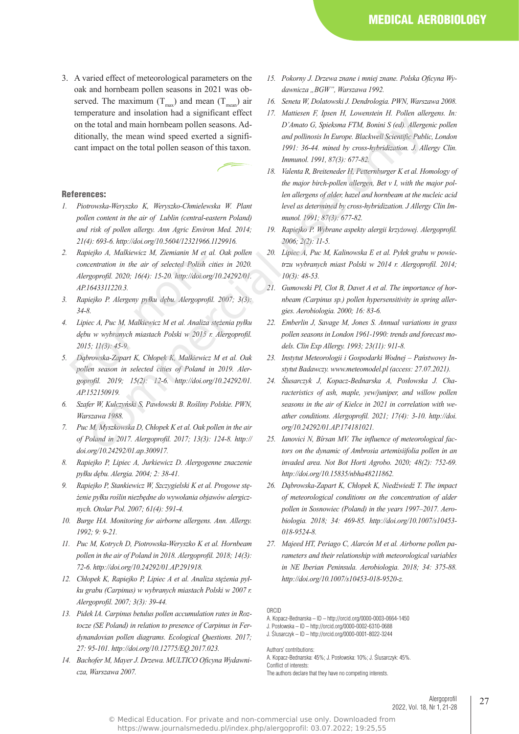3. A varied effect of meteorological parameters on the oak and hornbeam pollen seasons in 2021 was observed. The maximum ($T_{max}$) and mean ($T_{mean}$) air temperature and insolation had a significant effect on the total and main hornbeam pollen seasons. Additionally, the mean wind speed exerted a significant impact on the total pollen season of this taxon.

## References:

1. *Piotrowska-Weryszko K, Weryszko-Chmielewska W. Plant pollen content in the air of Lublin (central-eastern Poland) and risk of pollen allergy. Ann Agric Environ Med. 2014; 21(4): 693-6. http://doi.org/10.5604/12321966.1129916.*
2. *Rapiejko A, Malkiewicz M, Ziemianin M et al. Oak pollen concentration in the air of selected Polish cities in 2020. Alergoprofil. 2020; 16(4): 15-20. http://doi.org/10.24292/01.AP.1643311220.3.*
3. *Rapiejko P. Alergeny pyłku dębu. Alergoprofil. 2007; 3(3): 34-8.*
4. *Lipiec A, Puc M, Malkiewicz M et al. Analiza stężenia pyłku dębu w wybranych miastach Polski w 2015 r. Alergoprofil. 2015; 11(3): 45-9.*
5. *Dąbrowska-Zapart K, Chłopek K, Malkiewicz M et al. Oak pollen season in selected cities of Poland in 2019. Alergoprofil. 2019; 15(2): 12-6. http://doi.org/10.24292/01.AP.152150919.*
6. *Szafer W, Kulczyński S, Pawłowski B. Rośliny Polskie. PWN, Warszawa 1988.*
7. *Puc M, Myszkowska D, Chłopek K et al. Oak pollen in the air of Poland in 2017. Alergoprofil. 2017; 13(3): 124-8. http://doi.org/10.24292/01.ap.300917.*
8. *Rapiejko P, Lipiec A, Jurkiewicz D. Alergogenne znaczenie pyłku dębu. Alergia. 2004; 2: 38-41.*
9. *Rapiejko P, Stankiewicz W, Szczygielski K et al. Progowe stężenie pyłku roślin niezbędne do wywołania objawów alergicznych. Otolar Pol. 2007; 61(4): 591-4.*
10. *Burge HA. Monitoring for airborne allergens. Ann. Allergy. 1992; 9: 9-21.*
11. *Puc M, Kotrych D, Piotrowska-Weryszko K et al. Hornbeam pollen in the air of Poland in 2018. Alergoprofil. 2018; 14(3): 72-6. http://doi.org/10.24292/01.AP.291918.*
12. *Chłopek K, Rapiejko P, Lipiec A et al. Analiza stężenia pyłku grabu (Carpinus) w wybranych miastach Polski w 2007 r. Alergoprofil. 2007; 3(3): 39-44.*
13. *Pidek IA. Carpinus betulus pollen accumulation rates in Roztocze (SE Poland) in relation to presence of Carpinus in Ferdynandovian pollen diagrams. Ecological Questions. 2017; 27: 95-101. http://doi.org/10.12775/EQ.2017.023.*
14. *Bachofer M, Mayer J. Drzewa. MULTICO Oficyna Wydawnicza, Warszawa 2007.*
15. *Pokorny J. Drzewa znane i mniej znane. Polska Oficyna Wydawnicza „BGW", Warszawa 1992.*
16. *Seneta W, Dolatowski J. Dendrologia. PWN, Warszawa 2008.*
17. *Mattiesen F, Ipsen H, Lowenstein H. Pollen allergens. In: D'Amato G, Spieksma FTM, Bonini S (ed). Allergenic pollen and pollinosis In Europe. Blackwell Scientific Public, London 1991: 36-44. mined by cross-hybridization. J. Allergy Clin. Immunol. 1991, 87(3): 677-82.*
18. *Valenta R, Breiteneder H, Petternburger K et al. Homology of the major birch-pollen allergen, Bet v I, with the major pollen allergens of alder, hazel and hornbeam at the nucleic acid level as determined by cross-hybridization. J Allergy Clin Immunol. 1991; 87(3): 677-82.*
19. *Rapiejko P. Wybrane aspekty alergii krzyżowej. Alergoprofil. 2006; 2(2): 11-5.*
20. *Lipiec A, Puc M, Kalinowska E et al. Pyłek grabu w powietrzu wybranych miast Polski w 2014 r. Alergoprofil. 2014; 10(3): 48-53.*
21. *Gumowski PI, Clot B, Davet A et al. The importance of hornbeam (Carpinus sp.) pollen hypersensitivity in spring allergies. Aerobiologia. 2000; 16: 83-6.*
22. *Emberlin J, Savage M, Jones S. Annual variations in grass pollen seasons in London 1961-1990: trends and forecast models. Clin Exp Allergy. 1993; 23(11): 911-8.*
23. *Instytut Meteorologii i Gospodarki Wodnej – Państwowy Instytut Badawczy. www.meteomodel.pl (access: 27.07.2021).*
24. *Ślusarczyk J, Kopacz-Bednarska A, Posłowska J. Characteristics of ash, maple, yew/juniper, and willow pollen seasons in the air of Kielce in 2021 in correlation with weather conditions. Alergoprofil. 2021; 17(4): 3-10. http://doi.org/10.24292/01.AP.174181021.*
25. *Ianovici N, Bîrsan MV. The influence of meteorological factors on the dynamic of Ambrosia artemisiifolia pollen in an invaded area. Not Bot Horti Agrobo. 2020; 48(2): 752-69. http://doi.org/10.15835/nbha48211862.*
26. *Dąbrowska-Zapart K, Chłopek K, Niedźwiedź T. The impact of meteorological conditions on the concentration of alder pollen in Sosnowiec (Poland) in the years 1997–2017. Aerobiologia. 2018; 34: 469-85. http://doi.org/10.1007/s10453-018-9524-8.*
27. *Majeed HT, Periago C, Alarcón M et al. Airborne pollen parameters and their relationship with meteorological variables in NE Iberian Peninsula. Aerobiologia. 2018; 34: 375-88. http://doi.org/10.1007/s10453-018-9520-z.*

ORCID
A. Kopacz-Bednarska – ID – http://orcid.org/0000-0003-0664-1450
J. Posłowska – ID – http://orcid.org/0000-0002-6310-0688
J. Ślusarczyk – ID – http://orcid.org/0000-0001-8022-3244

Authors' contributions:
A. Kopacz-Bednarska: 45%; J. Posłowska: 10%; J. Ślusarczyk: 45%.
Conflict of interests:
The authors declare that they have no competing interests.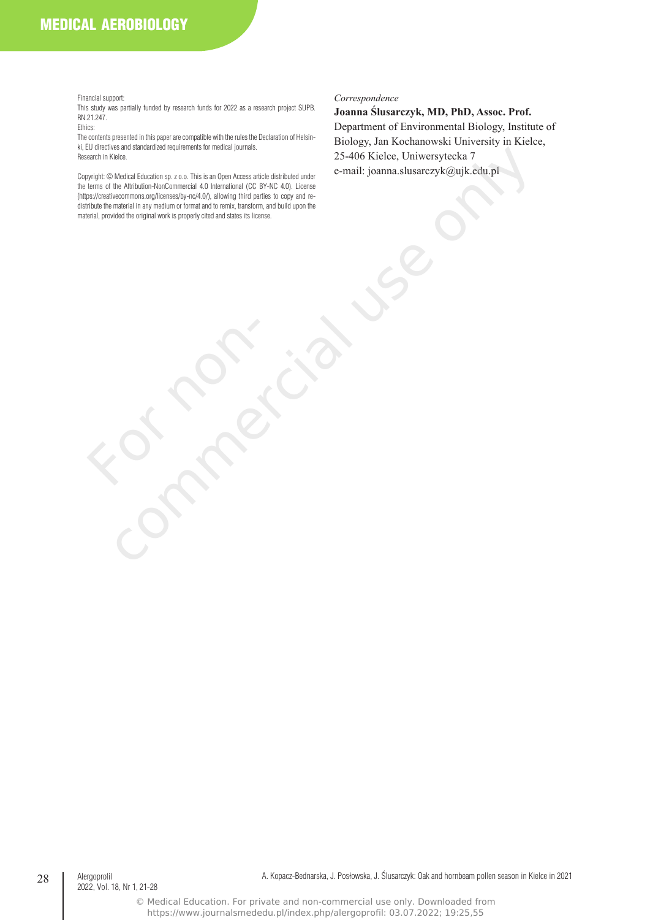Financial support:
This study was partially funded by research funds for 2022 as a research project SUPB.RN.21.247.
Ethics:
The contents presented in this paper are compatible with the rules the Declaration of Helsinki, EU directives and standardized requirements for medical journals.
Research in Kielce.

Copyright: © Medical Education sp. z o.o. This is an Open Access article distributed under the terms of the Attribution-NonCommercial 4.0 International (CC BY-NC 4.0). License (https://creativecommons.org/licenses/by-nc/4.0/), allowing third parties to copy and redistribute the material in any medium or format and to remix, transform, and build upon the material, provided the original work is properly cited and states its license.

*Correspondence*
**Joanna Ślusarczyk, MD, PhD, Assoc. Prof.**
Department of Environmental Biology, Institute of Biology, Jan Kochanowski University in Kielce,
25-406 Kielce, Uniwersytecka 7
e-mail: joanna.slusarczyk@ujk.edu.pl